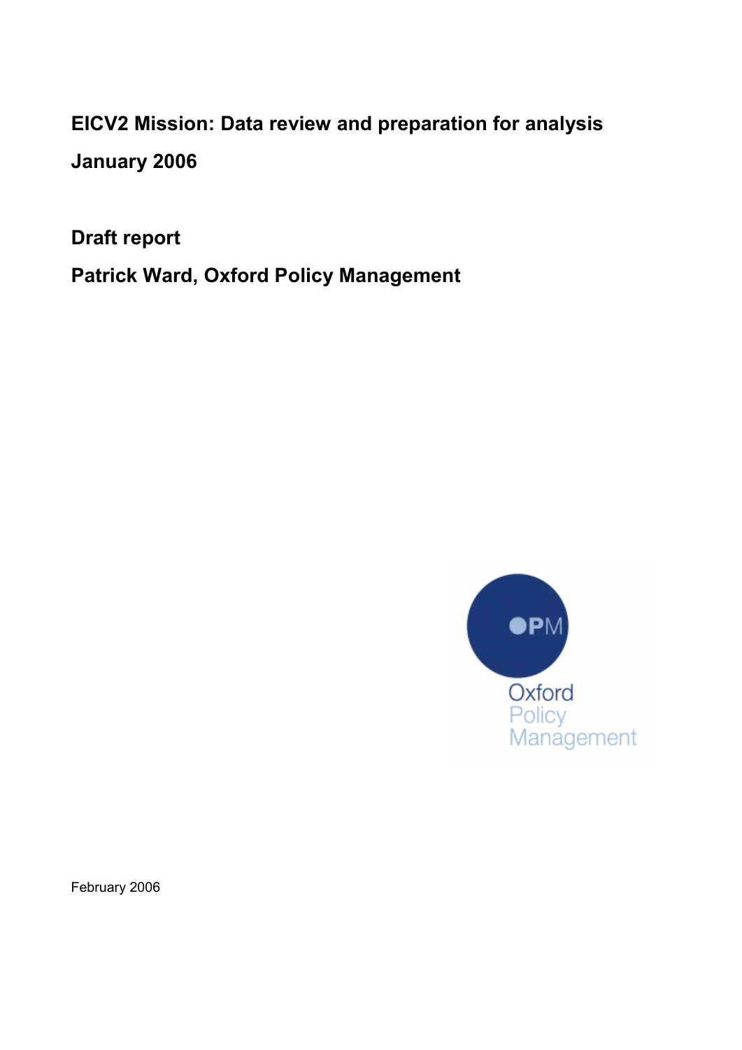# EICV2 Mission: Data review and preparation for analysis

## January 2006

## Draft report

## Patrick Ward, Oxford Policy Management

February 2006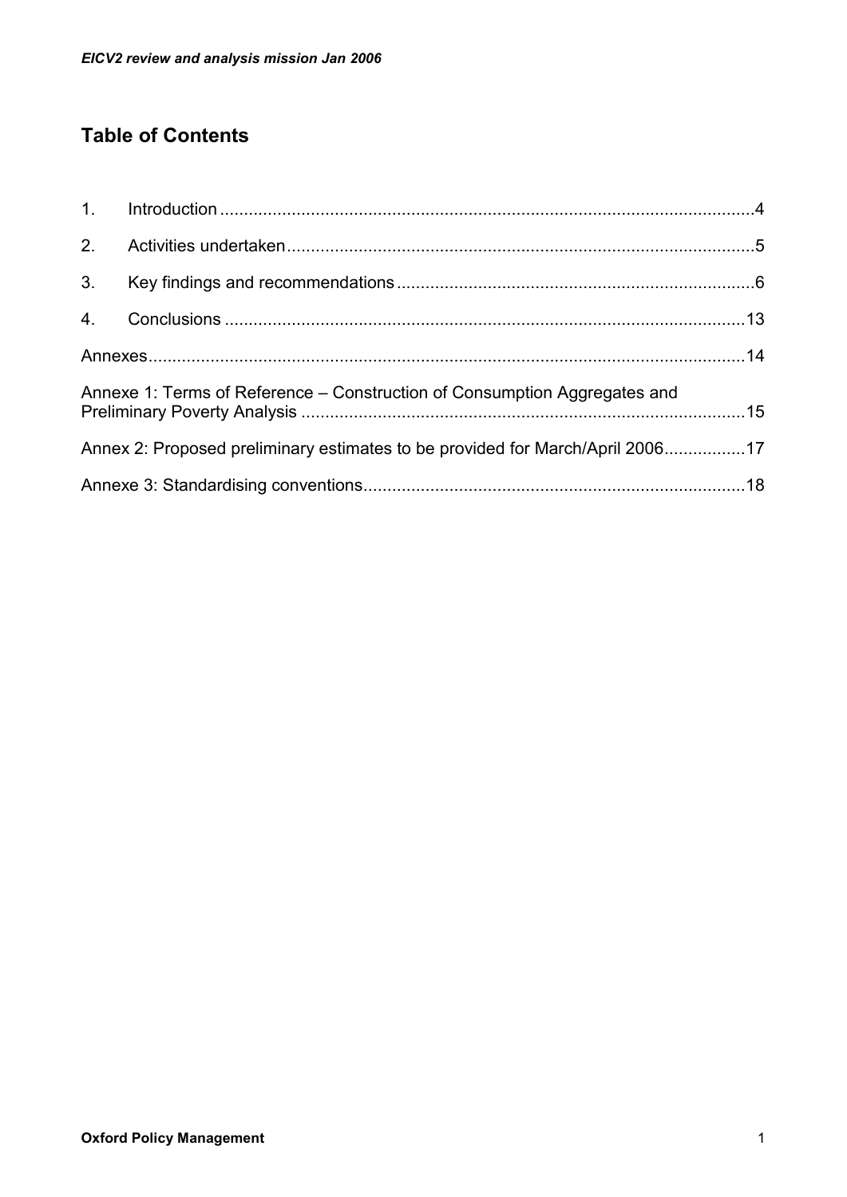## Table of Contents

1. Introduction .......... 4
2. Activities undertaken .......... 5
3. Key findings and recommendations .......... 6
4. Conclusions .......... 13

Annexes .......... 14

Annexe 1: Terms of Reference – Construction of Consumption Aggregates and Preliminary Poverty Analysis .......... 15

Annex 2: Proposed preliminary estimates to be provided for March/April 2006 .......... 17

Annexe 3: Standardising conventions .......... 18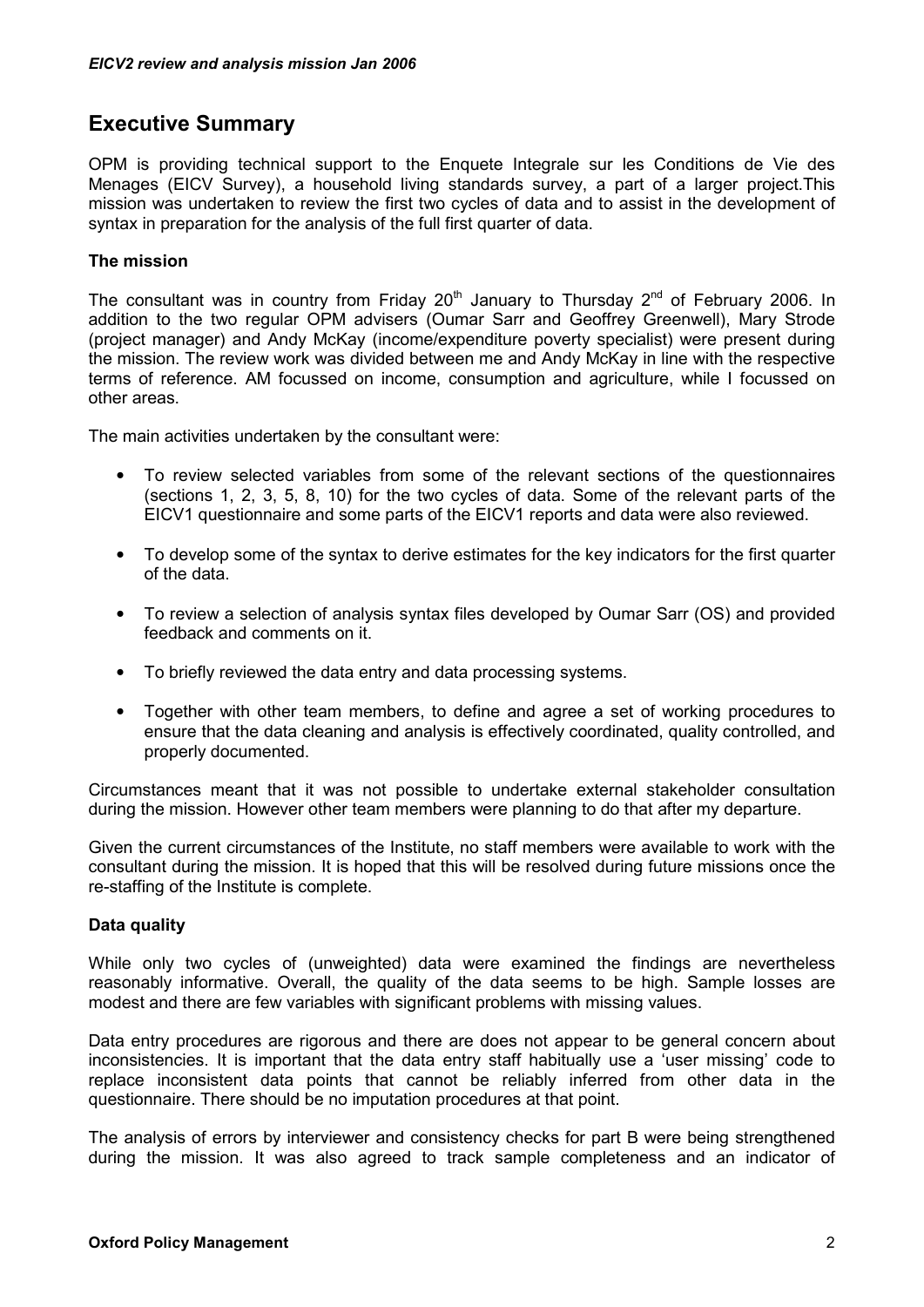# Executive Summary

OPM is providing technical support to the Enquete Integrale sur les Conditions de Vie des Menages (EICV Survey), a household living standards survey, a part of a larger project.This mission was undertaken to review the first two cycles of data and to assist in the development of syntax in preparation for the analysis of the full first quarter of data.

### The mission

The consultant was in country from Friday 20th January to Thursday 2nd of February 2006. In addition to the two regular OPM advisers (Oumar Sarr and Geoffrey Greenwell), Mary Strode (project manager) and Andy McKay (income/expenditure poverty specialist) were present during the mission. The review work was divided between me and Andy McKay in line with the respective terms of reference. AM focussed on income, consumption and agriculture, while I focussed on other areas.

The main activities undertaken by the consultant were:

- To review selected variables from some of the relevant sections of the questionnaires (sections 1, 2, 3, 5, 8, 10) for the two cycles of data. Some of the relevant parts of the EICV1 questionnaire and some parts of the EICV1 reports and data were also reviewed.
- To develop some of the syntax to derive estimates for the key indicators for the first quarter of the data.
- To review a selection of analysis syntax files developed by Oumar Sarr (OS) and provided feedback and comments on it.
- To briefly reviewed the data entry and data processing systems.
- Together with other team members, to define and agree a set of working procedures to ensure that the data cleaning and analysis is effectively coordinated, quality controlled, and properly documented.

Circumstances meant that it was not possible to undertake external stakeholder consultation during the mission. However other team members were planning to do that after my departure.

Given the current circumstances of the Institute, no staff members were available to work with the consultant during the mission. It is hoped that this will be resolved during future missions once the re-staffing of the Institute is complete.

### Data quality

While only two cycles of (unweighted) data were examined the findings are nevertheless reasonably informative. Overall, the quality of the data seems to be high. Sample losses are modest and there are few variables with significant problems with missing values.

Data entry procedures are rigorous and there are does not appear to be general concern about inconsistencies. It is important that the data entry staff habitually use a 'user missing' code to replace inconsistent data points that cannot be reliably inferred from other data in the questionnaire. There should be no imputation procedures at that point.

The analysis of errors by interviewer and consistency checks for part B were being strengthened during the mission. It was also agreed to track sample completeness and an indicator of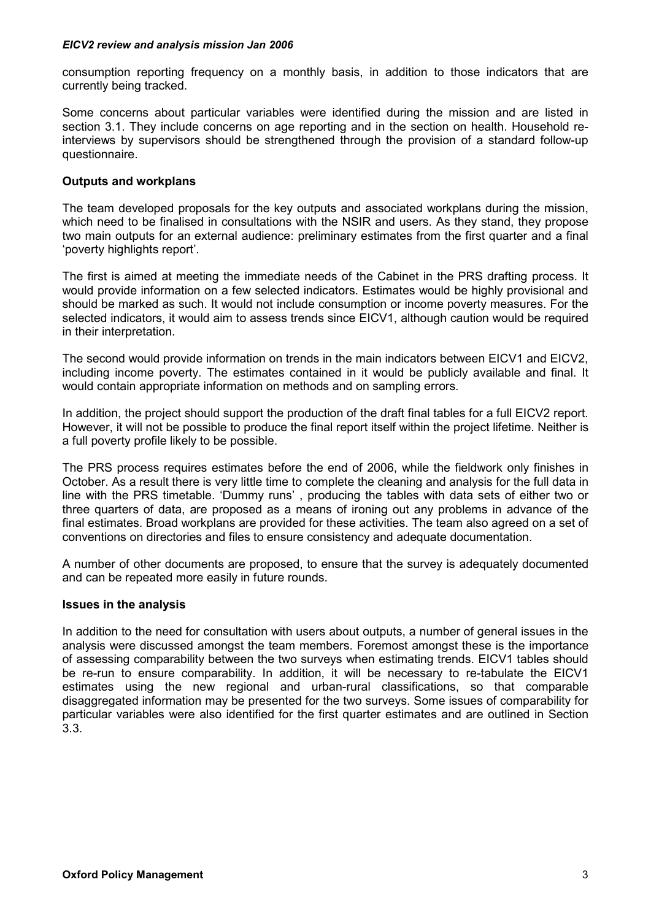consumption reporting frequency on a monthly basis, in addition to those indicators that are currently being tracked.

Some concerns about particular variables were identified during the mission and are listed in section 3.1. They include concerns on age reporting and in the section on health. Household re-interviews by supervisors should be strengthened through the provision of a standard follow-up questionnaire.

**Outputs and workplans**

The team developed proposals for the key outputs and associated workplans during the mission, which need to be finalised in consultations with the NSIR and users. As they stand, they propose two main outputs for an external audience: preliminary estimates from the first quarter and a final 'poverty highlights report'.

The first is aimed at meeting the immediate needs of the Cabinet in the PRS drafting process. It would provide information on a few selected indicators. Estimates would be highly provisional and should be marked as such. It would not include consumption or income poverty measures. For the selected indicators, it would aim to assess trends since EICV1, although caution would be required in their interpretation.

The second would provide information on trends in the main indicators between EICV1 and EICV2, including income poverty. The estimates contained in it would be publicly available and final. It would contain appropriate information on methods and on sampling errors.

In addition, the project should support the production of the draft final tables for a full EICV2 report. However, it will not be possible to produce the final report itself within the project lifetime. Neither is a full poverty profile likely to be possible.

The PRS process requires estimates before the end of 2006, while the fieldwork only finishes in October. As a result there is very little time to complete the cleaning and analysis for the full data in line with the PRS timetable. 'Dummy runs' , producing the tables with data sets of either two or three quarters of data, are proposed as a means of ironing out any problems in advance of the final estimates. Broad workplans are provided for these activities. The team also agreed on a set of conventions on directories and files to ensure consistency and adequate documentation.

A number of other documents are proposed, to ensure that the survey is adequately documented and can be repeated more easily in future rounds.

**Issues in the analysis**

In addition to the need for consultation with users about outputs, a number of general issues in the analysis were discussed amongst the team members. Foremost amongst these is the importance of assessing comparability between the two surveys when estimating trends. EICV1 tables should be re-run to ensure comparability. In addition, it will be necessary to re-tabulate the EICV1 estimates using the new regional and urban-rural classifications, so that comparable disaggregated information may be presented for the two surveys. Some issues of comparability for particular variables were also identified for the first quarter estimates and are outlined in Section 3.3.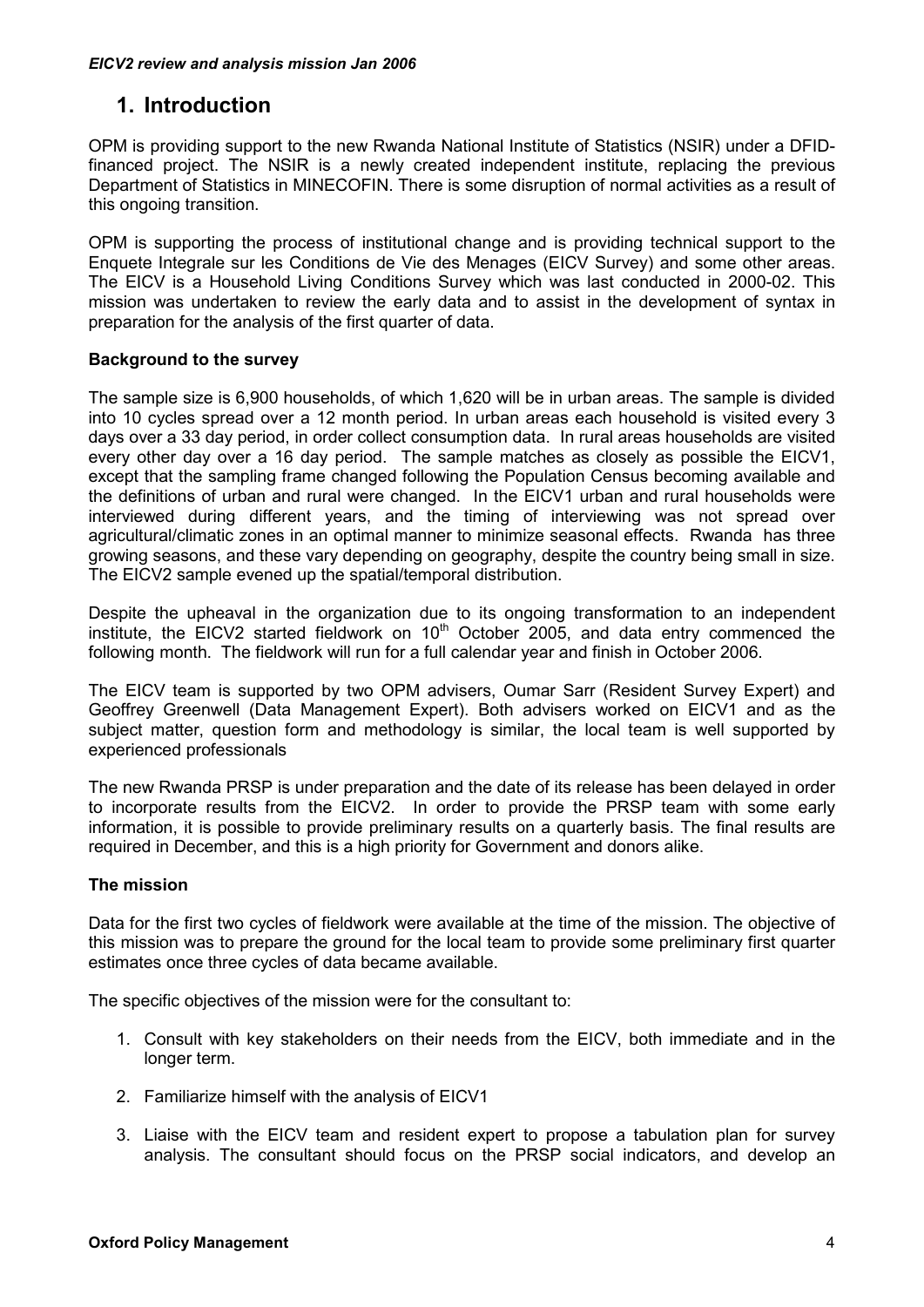# 1. Introduction

OPM is providing support to the new Rwanda National Institute of Statistics (NSIR) under a DFID-financed project. The NSIR is a newly created independent institute, replacing the previous Department of Statistics in MINECOFIN. There is some disruption of normal activities as a result of this ongoing transition.

OPM is supporting the process of institutional change and is providing technical support to the Enquete Integrale sur les Conditions de Vie des Menages (EICV Survey) and some other areas. The EICV is a Household Living Conditions Survey which was last conducted in 2000-02. This mission was undertaken to review the early data and to assist in the development of syntax in preparation for the analysis of the first quarter of data.

**Background to the survey**

The sample size is 6,900 households, of which 1,620 will be in urban areas. The sample is divided into 10 cycles spread over a 12 month period. In urban areas each household is visited every 3 days over a 33 day period, in order collect consumption data. In rural areas households are visited every other day over a 16 day period. The sample matches as closely as possible the EICV1, except that the sampling frame changed following the Population Census becoming available and the definitions of urban and rural were changed. In the EICV1 urban and rural households were interviewed during different years, and the timing of interviewing was not spread over agricultural/climatic zones in an optimal manner to minimize seasonal effects. Rwanda has three growing seasons, and these vary depending on geography, despite the country being small in size. The EICV2 sample evened up the spatial/temporal distribution.

Despite the upheaval in the organization due to its ongoing transformation to an independent institute, the EICV2 started fieldwork on 10th October 2005, and data entry commenced the following month. The fieldwork will run for a full calendar year and finish in October 2006.

The EICV team is supported by two OPM advisers, Oumar Sarr (Resident Survey Expert) and Geoffrey Greenwell (Data Management Expert). Both advisers worked on EICV1 and as the subject matter, question form and methodology is similar, the local team is well supported by experienced professionals

The new Rwanda PRSP is under preparation and the date of its release has been delayed in order to incorporate results from the EICV2. In order to provide the PRSP team with some early information, it is possible to provide preliminary results on a quarterly basis. The final results are required in December, and this is a high priority for Government and donors alike.

**The mission**

Data for the first two cycles of fieldwork were available at the time of the mission. The objective of this mission was to prepare the ground for the local team to provide some preliminary first quarter estimates once three cycles of data became available.

The specific objectives of the mission were for the consultant to:

1. Consult with key stakeholders on their needs from the EICV, both immediate and in the longer term.

2. Familiarize himself with the analysis of EICV1

3. Liaise with the EICV team and resident expert to propose a tabulation plan for survey analysis. The consultant should focus on the PRSP social indicators, and develop an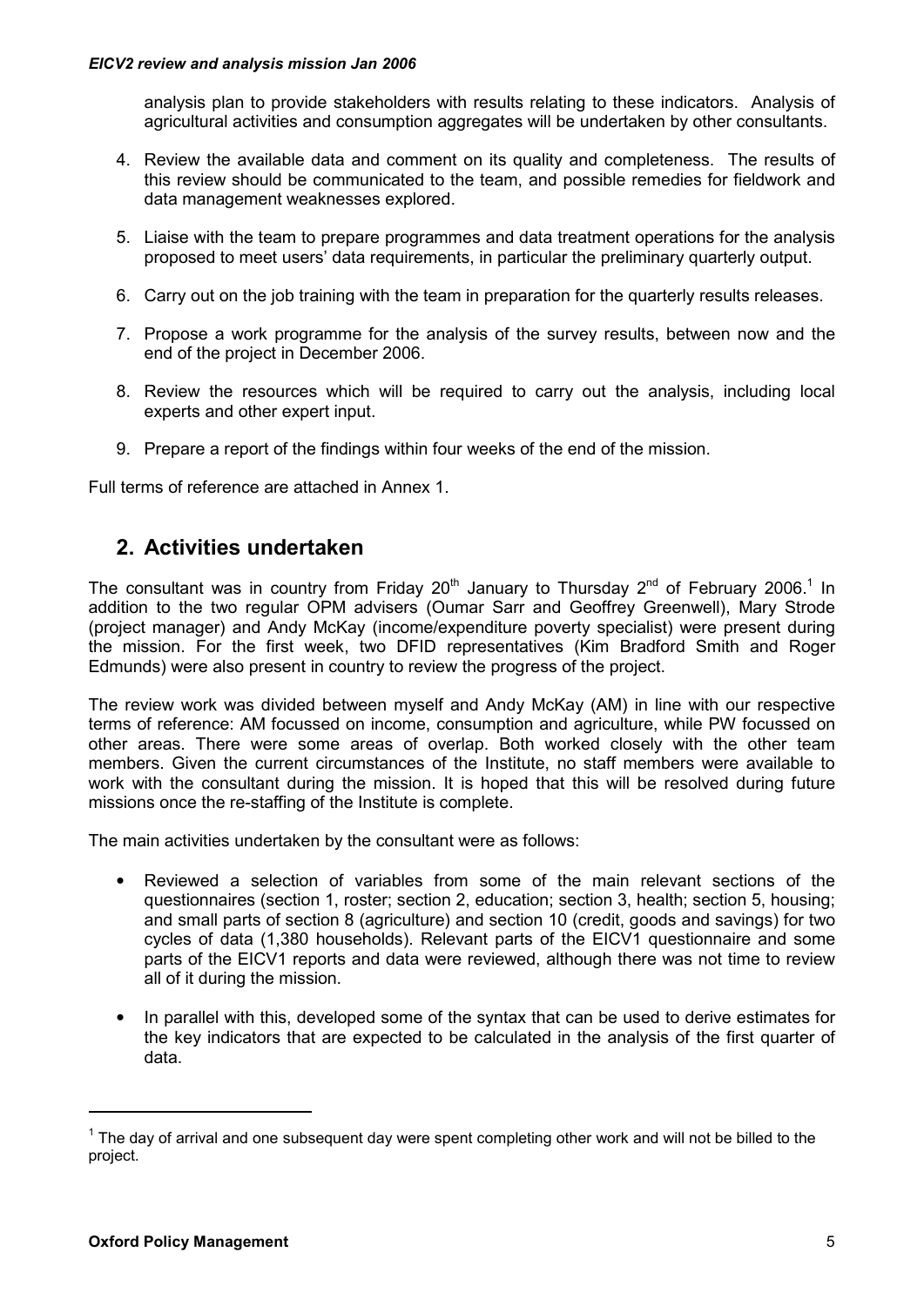analysis plan to provide stakeholders with results relating to these indicators. Analysis of agricultural activities and consumption aggregates will be undertaken by other consultants.

4. Review the available data and comment on its quality and completeness. The results of this review should be communicated to the team, and possible remedies for fieldwork and data management weaknesses explored.

5. Liaise with the team to prepare programmes and data treatment operations for the analysis proposed to meet users' data requirements, in particular the preliminary quarterly output.

6. Carry out on the job training with the team in preparation for the quarterly results releases.

7. Propose a work programme for the analysis of the survey results, between now and the end of the project in December 2006.

8. Review the resources which will be required to carry out the analysis, including local experts and other expert input.

9. Prepare a report of the findings within four weeks of the end of the mission.

Full terms of reference are attached in Annex 1.

## 2. Activities undertaken

The consultant was in country from Friday 20th January to Thursday 2nd of February 2006.[1] In addition to the two regular OPM advisers (Oumar Sarr and Geoffrey Greenwell), Mary Strode (project manager) and Andy McKay (income/expenditure poverty specialist) were present during the mission. For the first week, two DFID representatives (Kim Bradford Smith and Roger Edmunds) were also present in country to review the progress of the project.

The review work was divided between myself and Andy McKay (AM) in line with our respective terms of reference: AM focussed on income, consumption and agriculture, while PW focussed on other areas. There were some areas of overlap. Both worked closely with the other team members. Given the current circumstances of the Institute, no staff members were available to work with the consultant during the mission. It is hoped that this will be resolved during future missions once the re-staffing of the Institute is complete.

The main activities undertaken by the consultant were as follows:

- Reviewed a selection of variables from some of the main relevant sections of the questionnaires (section 1, roster; section 2, education; section 3, health; section 5, housing; and small parts of section 8 (agriculture) and section 10 (credit, goods and savings) for two cycles of data (1,380 households). Relevant parts of the EICV1 questionnaire and some parts of the EICV1 reports and data were reviewed, although there was not time to review all of it during the mission.

- In parallel with this, developed some of the syntax that can be used to derive estimates for the key indicators that are expected to be calculated in the analysis of the first quarter of data.

[1] The day of arrival and one subsequent day were spent completing other work and will not be billed to the project.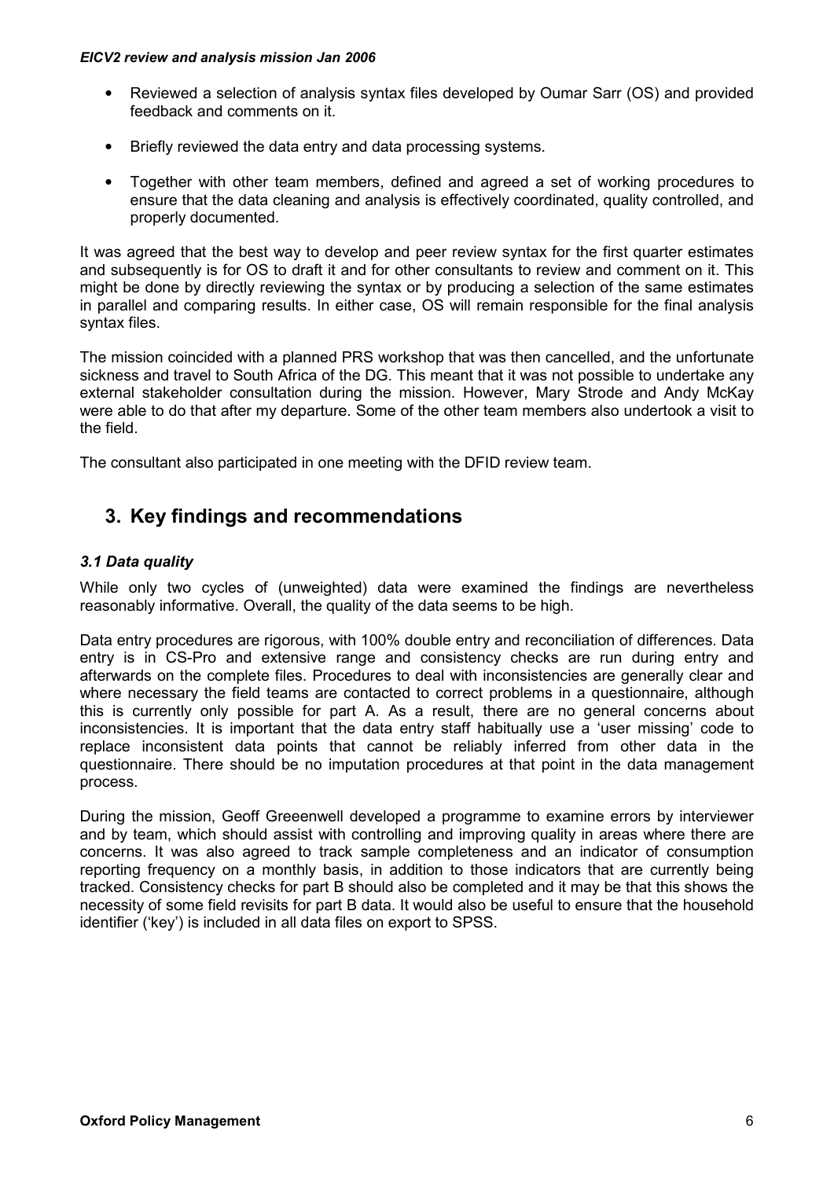- Reviewed a selection of analysis syntax files developed by Oumar Sarr (OS) and provided feedback and comments on it.
- Briefly reviewed the data entry and data processing systems.
- Together with other team members, defined and agreed a set of working procedures to ensure that the data cleaning and analysis is effectively coordinated, quality controlled, and properly documented.

It was agreed that the best way to develop and peer review syntax for the first quarter estimates and subsequently is for OS to draft it and for other consultants to review and comment on it. This might be done by directly reviewing the syntax or by producing a selection of the same estimates in parallel and comparing results. In either case, OS will remain responsible for the final analysis syntax files.

The mission coincided with a planned PRS workshop that was then cancelled, and the unfortunate sickness and travel to South Africa of the DG. This meant that it was not possible to undertake any external stakeholder consultation during the mission. However, Mary Strode and Andy McKay were able to do that after my departure. Some of the other team members also undertook a visit to the field.

The consultant also participated in one meeting with the DFID review team.

## 3. Key findings and recommendations

### *3.1 Data quality*

While only two cycles of (unweighted) data were examined the findings are nevertheless reasonably informative. Overall, the quality of the data seems to be high.

Data entry procedures are rigorous, with 100% double entry and reconciliation of differences. Data entry is in CS-Pro and extensive range and consistency checks are run during entry and afterwards on the complete files. Procedures to deal with inconsistencies are generally clear and where necessary the field teams are contacted to correct problems in a questionnaire, although this is currently only possible for part A. As a result, there are no general concerns about inconsistencies. It is important that the data entry staff habitually use a 'user missing' code to replace inconsistent data points that cannot be reliably inferred from other data in the questionnaire. There should be no imputation procedures at that point in the data management process.

During the mission, Geoff Greeenwell developed a programme to examine errors by interviewer and by team, which should assist with controlling and improving quality in areas where there are concerns. It was also agreed to track sample completeness and an indicator of consumption reporting frequency on a monthly basis, in addition to those indicators that are currently being tracked. Consistency checks for part B should also be completed and it may be that this shows the necessity of some field revisits for part B data. It would also be useful to ensure that the household identifier ('key') is included in all data files on export to SPSS.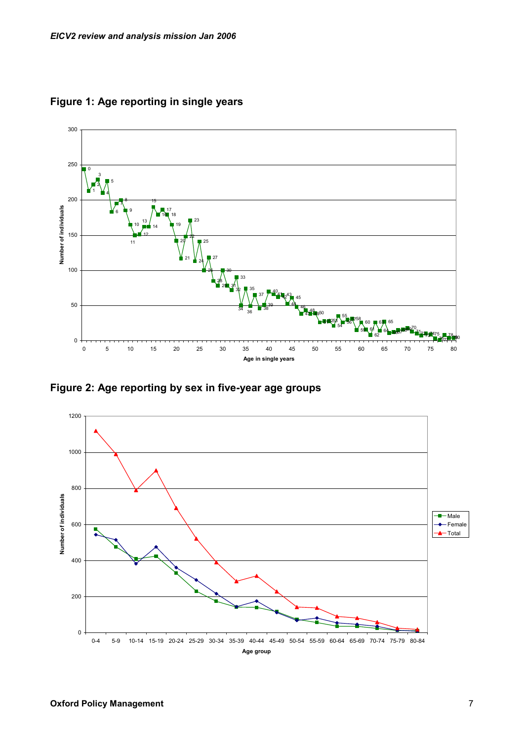## Figure 1: Age reporting in single years

## Figure 2: Age reporting by sex in five-year age groups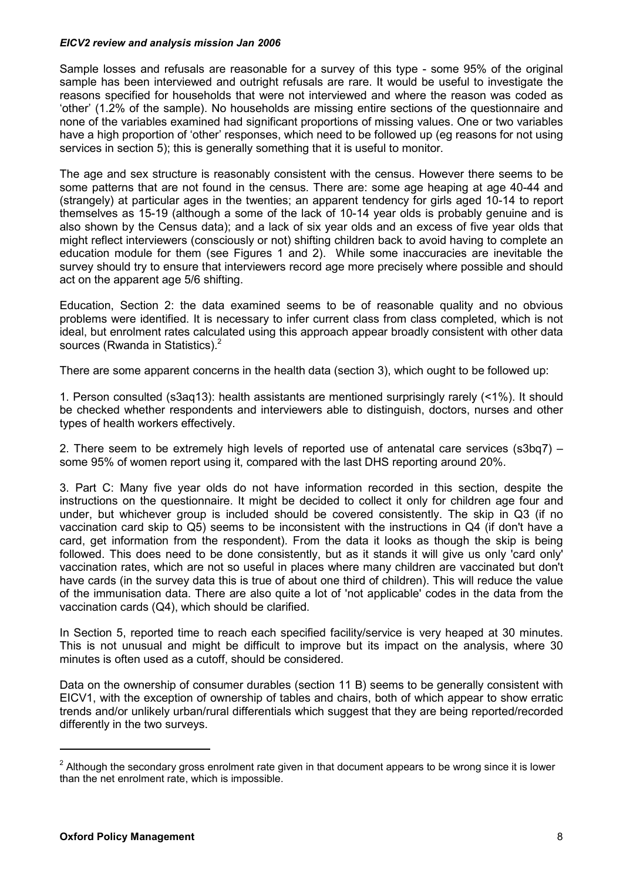Sample losses and refusals are reasonable for a survey of this type - some 95% of the original sample has been interviewed and outright refusals are rare. It would be useful to investigate the reasons specified for households that were not interviewed and where the reason was coded as 'other' (1.2% of the sample). No households are missing entire sections of the questionnaire and none of the variables examined had significant proportions of missing values. One or two variables have a high proportion of 'other' responses, which need to be followed up (eg reasons for not using services in section 5); this is generally something that it is useful to monitor.

The age and sex structure is reasonably consistent with the census. However there seems to be some patterns that are not found in the census. There are: some age heaping at age 40-44 and (strangely) at particular ages in the twenties; an apparent tendency for girls aged 10-14 to report themselves as 15-19 (although a some of the lack of 10-14 year olds is probably genuine and is also shown by the Census data); and a lack of six year olds and an excess of five year olds that might reflect interviewers (consciously or not) shifting children back to avoid having to complete an education module for them (see Figures 1 and 2). While some inaccuracies are inevitable the survey should try to ensure that interviewers record age more precisely where possible and should act on the apparent age 5/6 shifting.

Education, Section 2: the data examined seems to be of reasonable quality and no obvious problems were identified. It is necessary to infer current class from class completed, which is not ideal, but enrolment rates calculated using this approach appear broadly consistent with other data sources (Rwanda in Statistics).[2]

There are some apparent concerns in the health data (section 3), which ought to be followed up:

1. Person consulted (s3aq13): health assistants are mentioned surprisingly rarely (<1%). It should be checked whether respondents and interviewers able to distinguish, doctors, nurses and other types of health workers effectively.

2. There seem to be extremely high levels of reported use of antenatal care services (s3bq7) – some 95% of women report using it, compared with the last DHS reporting around 20%.

3. Part C: Many five year olds do not have information recorded in this section, despite the instructions on the questionnaire. It might be decided to collect it only for children age four and under, but whichever group is included should be covered consistently. The skip in Q3 (if no vaccination card skip to Q5) seems to be inconsistent with the instructions in Q4 (if don't have a card, get information from the respondent). From the data it looks as though the skip is being followed. This does need to be done consistently, but as it stands it will give us only 'card only' vaccination rates, which are not so useful in places where many children are vaccinated but don't have cards (in the survey data this is true of about one third of children). This will reduce the value of the immunisation data. There are also quite a lot of 'not applicable' codes in the data from the vaccination cards (Q4), which should be clarified.

In Section 5, reported time to reach each specified facility/service is very heaped at 30 minutes. This is not unusual and might be difficult to improve but its impact on the analysis, where 30 minutes is often used as a cutoff, should be considered.

Data on the ownership of consumer durables (section 11 B) seems to be generally consistent with EICV1, with the exception of ownership of tables and chairs, both of which appear to show erratic trends and/or unlikely urban/rural differentials which suggest that they are being reported/recorded differently in the two surveys.

---

[2] Although the secondary gross enrolment rate given in that document appears to be wrong since it is lower than the net enrolment rate, which is impossible.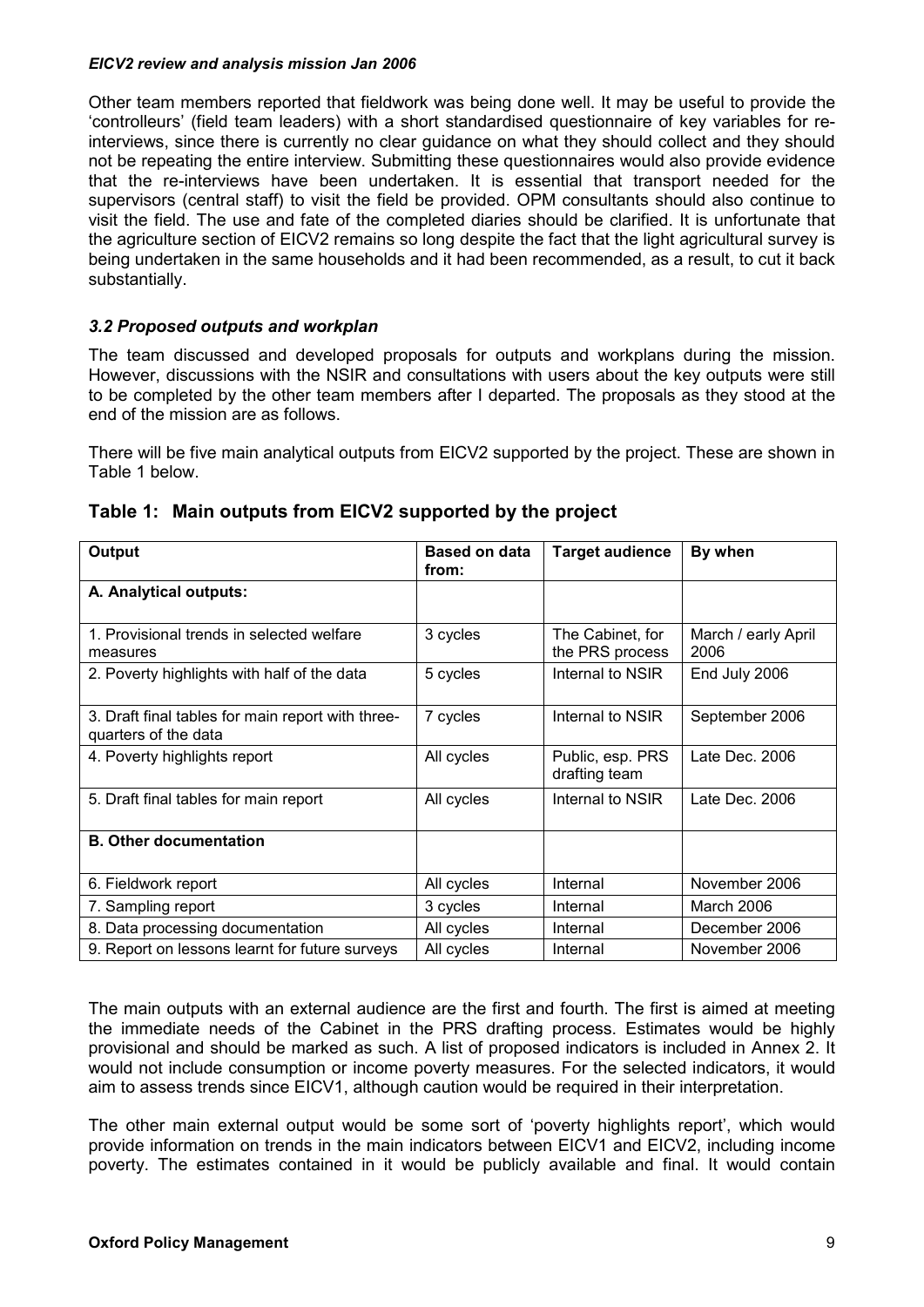Other team members reported that fieldwork was being done well. It may be useful to provide the 'controlleurs' (field team leaders) with a short standardised questionnaire of key variables for re-interviews, since there is currently no clear guidance on what they should collect and they should not be repeating the entire interview. Submitting these questionnaires would also provide evidence that the re-interviews have been undertaken. It is essential that transport needed for the supervisors (central staff) to visit the field be provided. OPM consultants should also continue to visit the field. The use and fate of the completed diaries should be clarified. It is unfortunate that the agriculture section of EICV2 remains so long despite the fact that the light agricultural survey is being undertaken in the same households and it had been recommended, as a result, to cut it back substantially.

### *3.2 Proposed outputs and workplan*

The team discussed and developed proposals for outputs and workplans during the mission. However, discussions with the NSIR and consultations with users about the key outputs were still to be completed by the other team members after I departed. The proposals as they stood at the end of the mission are as follows.

There will be five main analytical outputs from EICV2 supported by the project. These are shown in Table 1 below.

## Table 1: Main outputs from EICV2 supported by the project

| Output | Based on data from: | Target audience | By when |
|---|---|---|---|
| **A. Analytical outputs:** | | | |
| 1. Provisional trends in selected welfare measures | 3 cycles | The Cabinet, for the PRS process | March / early April 2006 |
| 2. Poverty highlights with half of the data | 5 cycles | Internal to NSIR | End July 2006 |
| 3. Draft final tables for main report with three-quarters of the data | 7 cycles | Internal to NSIR | September 2006 |
| 4. Poverty highlights report | All cycles | Public, esp. PRS drafting team | Late Dec. 2006 |
| 5. Draft final tables for main report | All cycles | Internal to NSIR | Late Dec. 2006 |
| **B. Other documentation** | | | |
| 6. Fieldwork report | All cycles | Internal | November 2006 |
| 7. Sampling report | 3 cycles | Internal | March 2006 |
| 8. Data processing documentation | All cycles | Internal | December 2006 |
| 9. Report on lessons learnt for future surveys | All cycles | Internal | November 2006 |

The main outputs with an external audience are the first and fourth. The first is aimed at meeting the immediate needs of the Cabinet in the PRS drafting process. Estimates would be highly provisional and should be marked as such. A list of proposed indicators is included in Annex 2. It would not include consumption or income poverty measures. For the selected indicators, it would aim to assess trends since EICV1, although caution would be required in their interpretation.

The other main external output would be some sort of 'poverty highlights report', which would provide information on trends in the main indicators between EICV1 and EICV2, including income poverty. The estimates contained in it would be publicly available and final. It would contain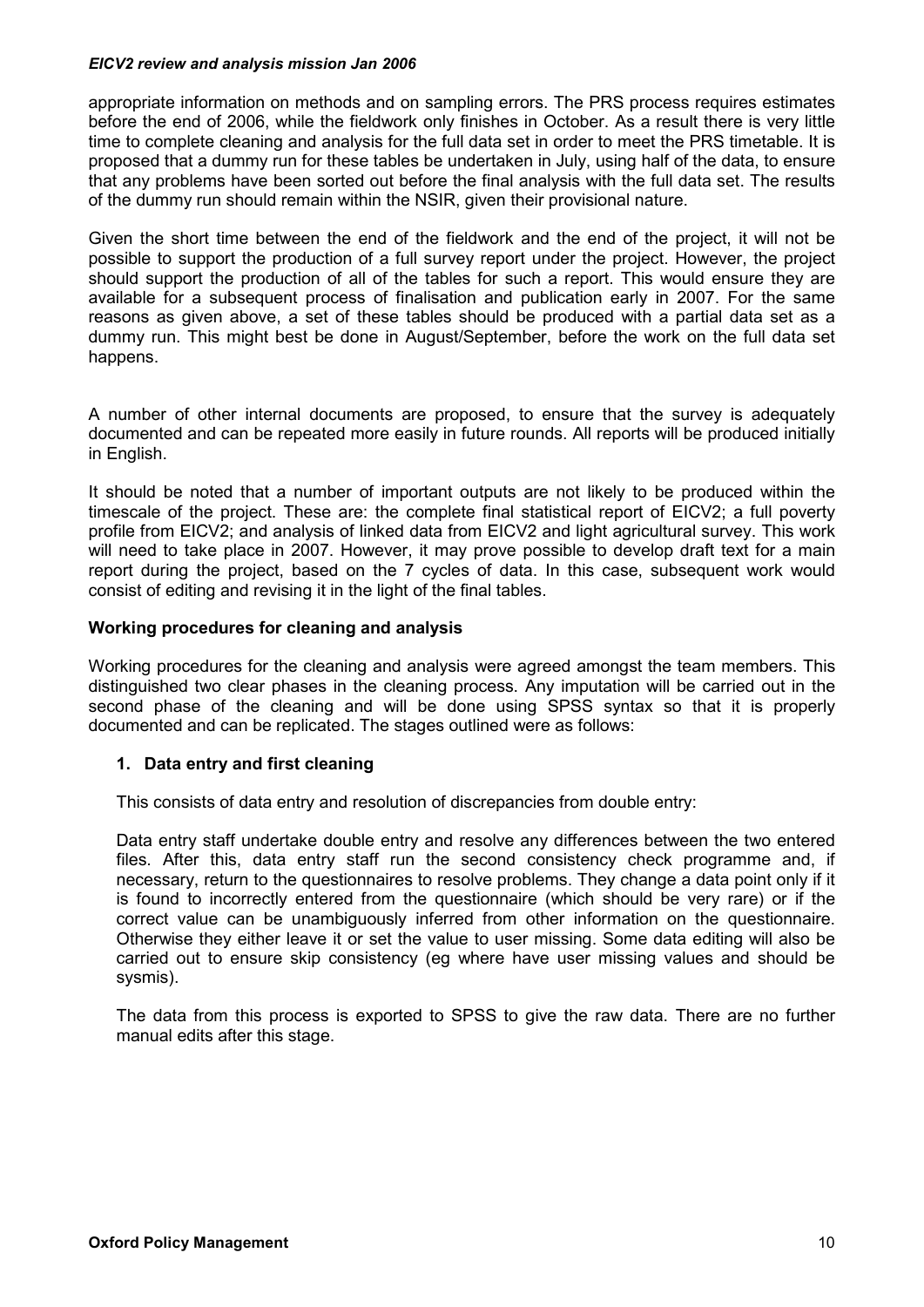appropriate information on methods and on sampling errors. The PRS process requires estimates before the end of 2006, while the fieldwork only finishes in October. As a result there is very little time to complete cleaning and analysis for the full data set in order to meet the PRS timetable. It is proposed that a dummy run for these tables be undertaken in July, using half of the data, to ensure that any problems have been sorted out before the final analysis with the full data set. The results of the dummy run should remain within the NSIR, given their provisional nature.

Given the short time between the end of the fieldwork and the end of the project, it will not be possible to support the production of a full survey report under the project. However, the project should support the production of all of the tables for such a report. This would ensure they are available for a subsequent process of finalisation and publication early in 2007. For the same reasons as given above, a set of these tables should be produced with a partial data set as a dummy run. This might best be done in August/September, before the work on the full data set happens.

A number of other internal documents are proposed, to ensure that the survey is adequately documented and can be repeated more easily in future rounds. All reports will be produced initially in English.

It should be noted that a number of important outputs are not likely to be produced within the timescale of the project. These are: the complete final statistical report of EICV2; a full poverty profile from EICV2; and analysis of linked data from EICV2 and light agricultural survey. This work will need to take place in 2007. However, it may prove possible to develop draft text for a main report during the project, based on the 7 cycles of data. In this case, subsequent work would consist of editing and revising it in the light of the final tables.

**Working procedures for cleaning and analysis**

Working procedures for the cleaning and analysis were agreed amongst the team members. This distinguished two clear phases in the cleaning process. Any imputation will be carried out in the second phase of the cleaning and will be done using SPSS syntax so that it is properly documented and can be replicated. The stages outlined were as follows:

1. **Data entry and first cleaning**

   This consists of data entry and resolution of discrepancies from double entry:

   Data entry staff undertake double entry and resolve any differences between the two entered files. After this, data entry staff run the second consistency check programme and, if necessary, return to the questionnaires to resolve problems. They change a data point only if it is found to incorrectly entered from the questionnaire (which should be very rare) or if the correct value can be unambiguously inferred from other information on the questionnaire. Otherwise they either leave it or set the value to user missing. Some data editing will also be carried out to ensure skip consistency (eg where have user missing values and should be sysmis).

   The data from this process is exported to SPSS to give the raw data. There are no further manual edits after this stage.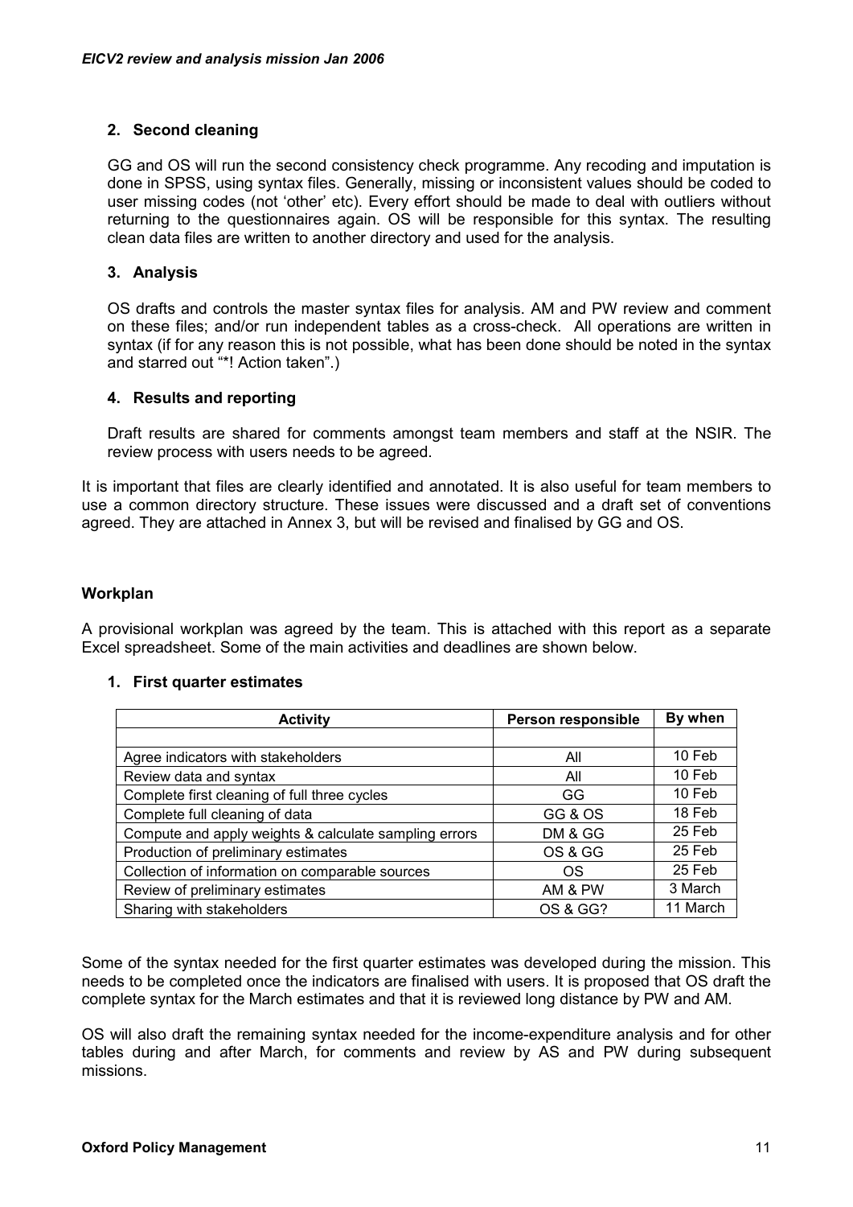## 2. Second cleaning

GG and OS will run the second consistency check programme. Any recoding and imputation is done in SPSS, using syntax files. Generally, missing or inconsistent values should be coded to user missing codes (not 'other' etc). Every effort should be made to deal with outliers without returning to the questionnaires again. OS will be responsible for this syntax. The resulting clean data files are written to another directory and used for the analysis.

## 3. Analysis

OS drafts and controls the master syntax files for analysis. AM and PW review and comment on these files; and/or run independent tables as a cross-check. All operations are written in syntax (if for any reason this is not possible, what has been done should be noted in the syntax and starred out "*! Action taken".)

## 4. Results and reporting

Draft results are shared for comments amongst team members and staff at the NSIR. The review process with users needs to be agreed.

It is important that files are clearly identified and annotated. It is also useful for team members to use a common directory structure. These issues were discussed and a draft set of conventions agreed. They are attached in Annex 3, but will be revised and finalised by GG and OS.

**Workplan**

A provisional workplan was agreed by the team. This is attached with this report as a separate Excel spreadsheet. Some of the main activities and deadlines are shown below.

**1. First quarter estimates**

| Activity | Person responsible | By when |
|---|---|---|
| | | |
| Agree indicators with stakeholders | All | 10 Feb |
| Review data and syntax | All | 10 Feb |
| Complete first cleaning of full three cycles | GG | 10 Feb |
| Complete full cleaning of data | GG & OS | 18 Feb |
| Compute and apply weights & calculate sampling errors | DM & GG | 25 Feb |
| Production of preliminary estimates | OS & GG | 25 Feb |
| Collection of information on comparable sources | OS | 25 Feb |
| Review of preliminary estimates | AM & PW | 3 March |
| Sharing with stakeholders | OS & GG? | 11 March |

Some of the syntax needed for the first quarter estimates was developed during the mission. This needs to be completed once the indicators are finalised with users. It is proposed that OS draft the complete syntax for the March estimates and that it is reviewed long distance by PW and AM.

OS will also draft the remaining syntax needed for the income-expenditure analysis and for other tables during and after March, for comments and review by AS and PW during subsequent missions.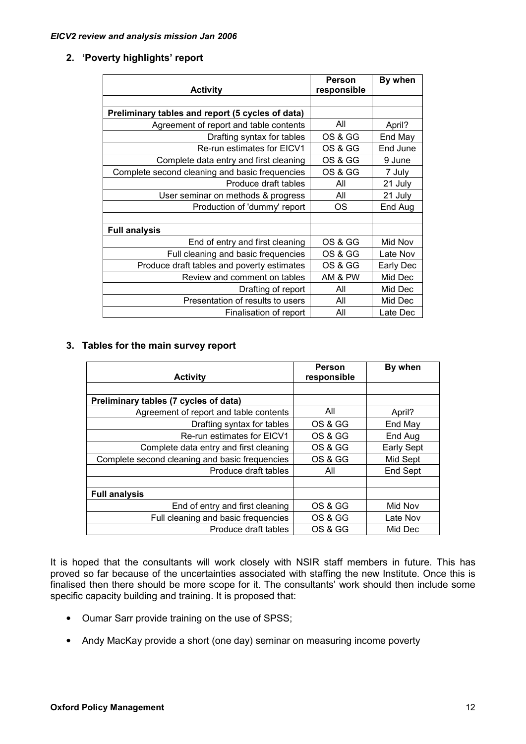## 2. 'Poverty highlights' report

| Activity | Person responsible | By when |
|---|---|---|
| | | |
| **Preliminary tables and report (5 cycles of data)** | | |
| Agreement of report and table contents | All | April? |
| Drafting syntax for tables | OS & GG | End May |
| Re-run estimates for EICV1 | OS & GG | End June |
| Complete data entry and first cleaning | OS & GG | 9 June |
| Complete second cleaning and basic frequencies | OS & GG | 7 July |
| Produce draft tables | All | 21 July |
| User seminar on methods & progress | All | 21 July |
| Production of 'dummy' report | OS | End Aug |
| | | |
| **Full analysis** | | |
| End of entry and first cleaning | OS & GG | Mid Nov |
| Full cleaning and basic frequencies | OS & GG | Late Nov |
| Produce draft tables and poverty estimates | OS & GG | Early Dec |
| Review and comment on tables | AM & PW | Mid Dec |
| Drafting of report | All | Mid Dec |
| Presentation of results to users | All | Mid Dec |
| Finalisation of report | All | Late Dec |

## 3. Tables for the main survey report

| Activity | Person responsible | By when |
|---|---|---|
| | | |
| **Preliminary tables (7 cycles of data)** | | |
| Agreement of report and table contents | All | April? |
| Drafting syntax for tables | OS & GG | End May |
| Re-run estimates for EICV1 | OS & GG | End Aug |
| Complete data entry and first cleaning | OS & GG | Early Sept |
| Complete second cleaning and basic frequencies | OS & GG | Mid Sept |
| Produce draft tables | All | End Sept |
| | | |
| **Full analysis** | | |
| End of entry and first cleaning | OS & GG | Mid Nov |
| Full cleaning and basic frequencies | OS & GG | Late Nov |
| Produce draft tables | OS & GG | Mid Dec |

It is hoped that the consultants will work closely with NSIR staff members in future. This has proved so far because of the uncertainties associated with staffing the new Institute. Once this is finalised then there should be more scope for it. The consultants' work should then include some specific capacity building and training. It is proposed that:

- Oumar Sarr provide training on the use of SPSS;
- Andy MacKay provide a short (one day) seminar on measuring income poverty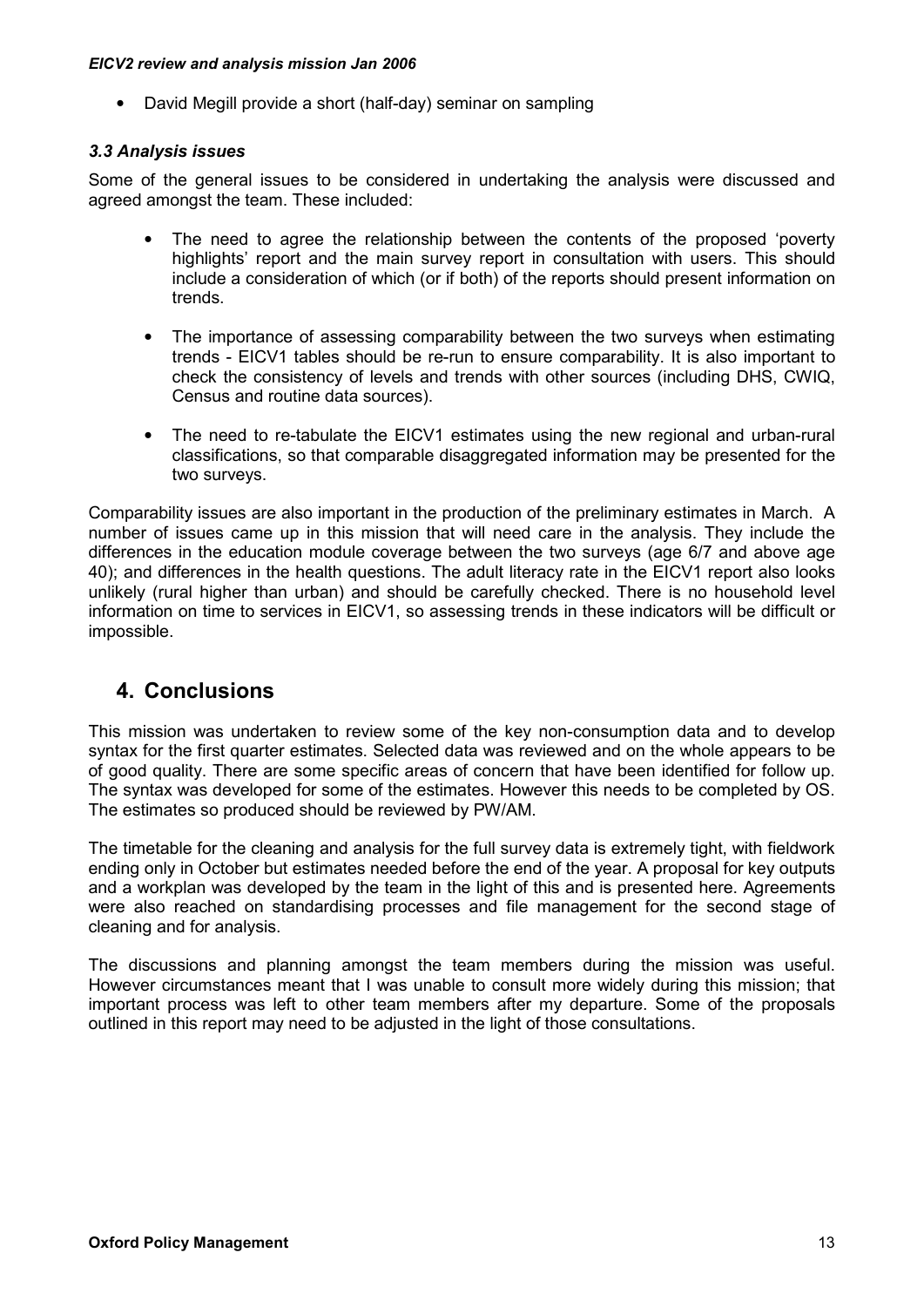- David Megill provide a short (half-day) seminar on sampling

### *3.3 Analysis issues*

Some of the general issues to be considered in undertaking the analysis were discussed and agreed amongst the team. These included:

- The need to agree the relationship between the contents of the proposed 'poverty highlights' report and the main survey report in consultation with users. This should include a consideration of which (or if both) of the reports should present information on trends.

- The importance of assessing comparability between the two surveys when estimating trends - EICV1 tables should be re-run to ensure comparability. It is also important to check the consistency of levels and trends with other sources (including DHS, CWIQ, Census and routine data sources).

- The need to re-tabulate the EICV1 estimates using the new regional and urban-rural classifications, so that comparable disaggregated information may be presented for the two surveys.

Comparability issues are also important in the production of the preliminary estimates in March. A number of issues came up in this mission that will need care in the analysis. They include the differences in the education module coverage between the two surveys (age 6/7 and above age 40); and differences in the health questions. The adult literacy rate in the EICV1 report also looks unlikely (rural higher than urban) and should be carefully checked. There is no household level information on time to services in EICV1, so assessing trends in these indicators will be difficult or impossible.

## 4. Conclusions

This mission was undertaken to review some of the key non-consumption data and to develop syntax for the first quarter estimates. Selected data was reviewed and on the whole appears to be of good quality. There are some specific areas of concern that have been identified for follow up. The syntax was developed for some of the estimates. However this needs to be completed by OS. The estimates so produced should be reviewed by PW/AM.

The timetable for the cleaning and analysis for the full survey data is extremely tight, with fieldwork ending only in October but estimates needed before the end of the year. A proposal for key outputs and a workplan was developed by the team in the light of this and is presented here. Agreements were also reached on standardising processes and file management for the second stage of cleaning and for analysis.

The discussions and planning amongst the team members during the mission was useful. However circumstances meant that I was unable to consult more widely during this mission; that important process was left to other team members after my departure. Some of the proposals outlined in this report may need to be adjusted in the light of those consultations.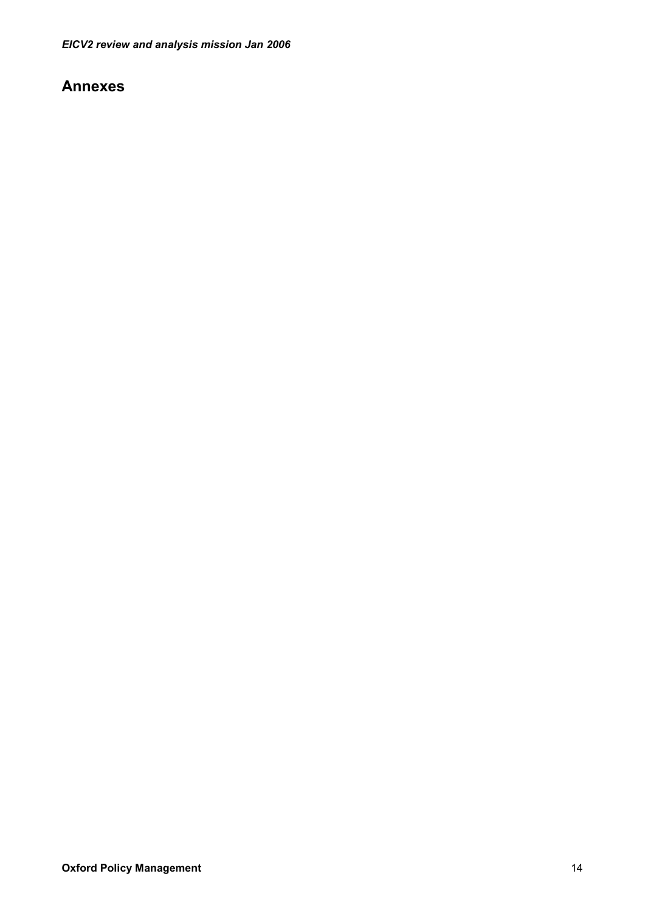## Annexes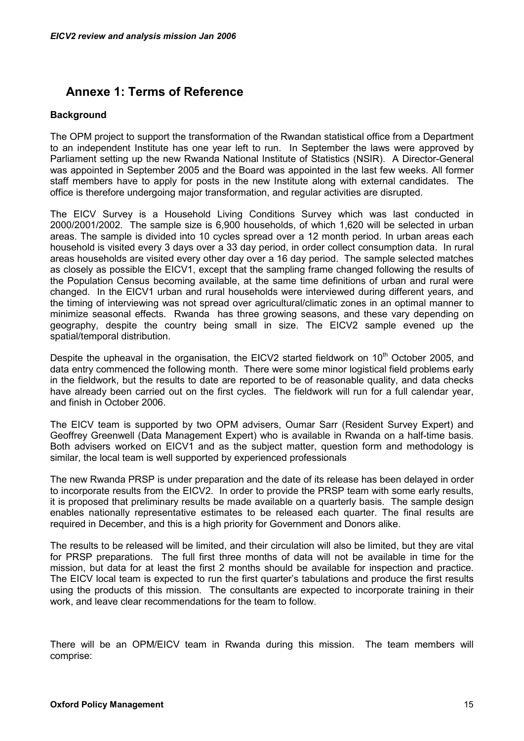## Annexe 1: Terms of Reference

**Background**

The OPM project to support the transformation of the Rwandan statistical office from a Department to an independent Institute has one year left to run. In September the laws were approved by Parliament setting up the new Rwanda National Institute of Statistics (NSIR). A Director-General was appointed in September 2005 and the Board was appointed in the last few weeks. All former staff members have to apply for posts in the new Institute along with external candidates. The office is therefore undergoing major transformation, and regular activities are disrupted.

The EICV Survey is a Household Living Conditions Survey which was last conducted in 2000/2001/2002. The sample size is 6,900 households, of which 1,620 will be selected in urban areas. The sample is divided into 10 cycles spread over a 12 month period. In urban areas each household is visited every 3 days over a 33 day period, in order collect consumption data. In rural areas households are visited every other day over a 16 day period. The sample selected matches as closely as possible the EICV1, except that the sampling frame changed following the results of the Population Census becoming available, at the same time definitions of urban and rural were changed. In the EICV1 urban and rural households were interviewed during different years, and the timing of interviewing was not spread over agricultural/climatic zones in an optimal manner to minimize seasonal effects. Rwanda has three growing seasons, and these vary depending on geography, despite the country being small in size. The EICV2 sample evened up the spatial/temporal distribution.

Despite the upheaval in the organisation, the EICV2 started fieldwork on 10th October 2005, and data entry commenced the following month. There were some minor logistical field problems early in the fieldwork, but the results to date are reported to be of reasonable quality, and data checks have already been carried out on the first cycles. The fieldwork will run for a full calendar year, and finish in October 2006.

The EICV team is supported by two OPM advisers, Oumar Sarr (Resident Survey Expert) and Geoffrey Greenwell (Data Management Expert) who is available in Rwanda on a half-time basis. Both advisers worked on EICV1 and as the subject matter, question form and methodology is similar, the local team is well supported by experienced professionals

The new Rwanda PRSP is under preparation and the date of its release has been delayed in order to incorporate results from the EICV2. In order to provide the PRSP team with some early results, it is proposed that preliminary results be made available on a quarterly basis. The sample design enables nationally representative estimates to be released each quarter. The final results are required in December, and this is a high priority for Government and Donors alike.

The results to be released will be limited, and their circulation will also be limited, but they are vital for PRSP preparations. The full first three months of data will not be available in time for the mission, but data for at least the first 2 months should be available for inspection and practice. The EICV local team is expected to run the first quarter's tabulations and produce the first results using the products of this mission. The consultants are expected to incorporate training in their work, and leave clear recommendations for the team to follow.

There will be an OPM/EICV team in Rwanda during this mission. The team members will comprise: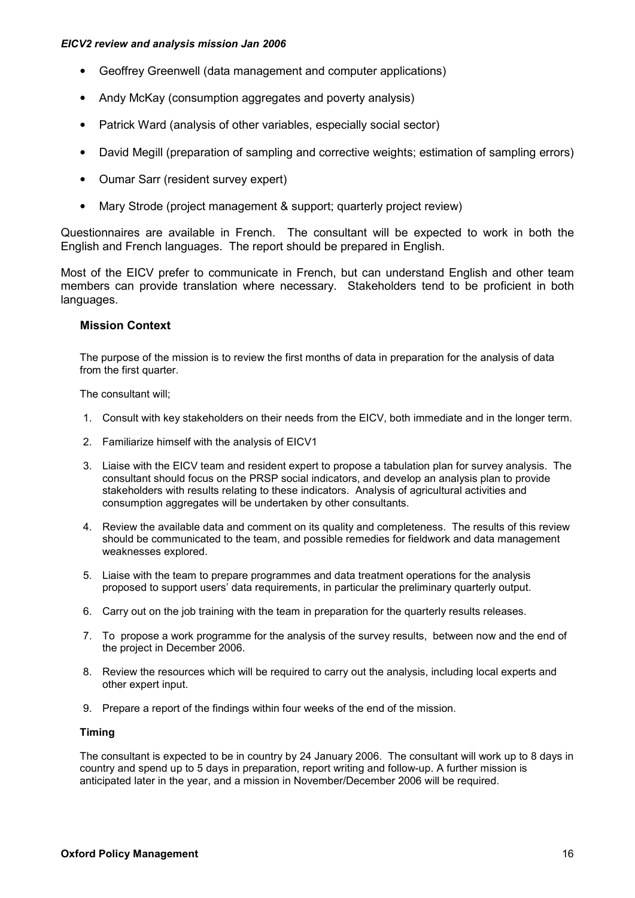- Geoffrey Greenwell (data management and computer applications)
- Andy McKay (consumption aggregates and poverty analysis)
- Patrick Ward (analysis of other variables, especially social sector)
- David Megill (preparation of sampling and corrective weights; estimation of sampling errors)
- Oumar Sarr (resident survey expert)
- Mary Strode (project management & support; quarterly project review)

Questionnaires are available in French. The consultant will be expected to work in both the English and French languages. The report should be prepared in English.

Most of the EICV prefer to communicate in French, but can understand English and other team members can provide translation where necessary. Stakeholders tend to be proficient in both languages.

### Mission Context

The purpose of the mission is to review the first months of data in preparation for the analysis of data from the first quarter.

The consultant will;

1. Consult with key stakeholders on their needs from the EICV, both immediate and in the longer term.
2. Familiarize himself with the analysis of EICV1
3. Liaise with the EICV team and resident expert to propose a tabulation plan for survey analysis. The consultant should focus on the PRSP social indicators, and develop an analysis plan to provide stakeholders with results relating to these indicators. Analysis of agricultural activities and consumption aggregates will be undertaken by other consultants.
4. Review the available data and comment on its quality and completeness. The results of this review should be communicated to the team, and possible remedies for fieldwork and data management weaknesses explored.
5. Liaise with the team to prepare programmes and data treatment operations for the analysis proposed to support users' data requirements, in particular the preliminary quarterly output.
6. Carry out on the job training with the team in preparation for the quarterly results releases.
7. To propose a work programme for the analysis of the survey results, between now and the end of the project in December 2006.
8. Review the resources which will be required to carry out the analysis, including local experts and other expert input.
9. Prepare a report of the findings within four weeks of the end of the mission.

### Timing

The consultant is expected to be in country by 24 January 2006. The consultant will work up to 8 days in country and spend up to 5 days in preparation, report writing and follow-up. A further mission is anticipated later in the year, and a mission in November/December 2006 will be required.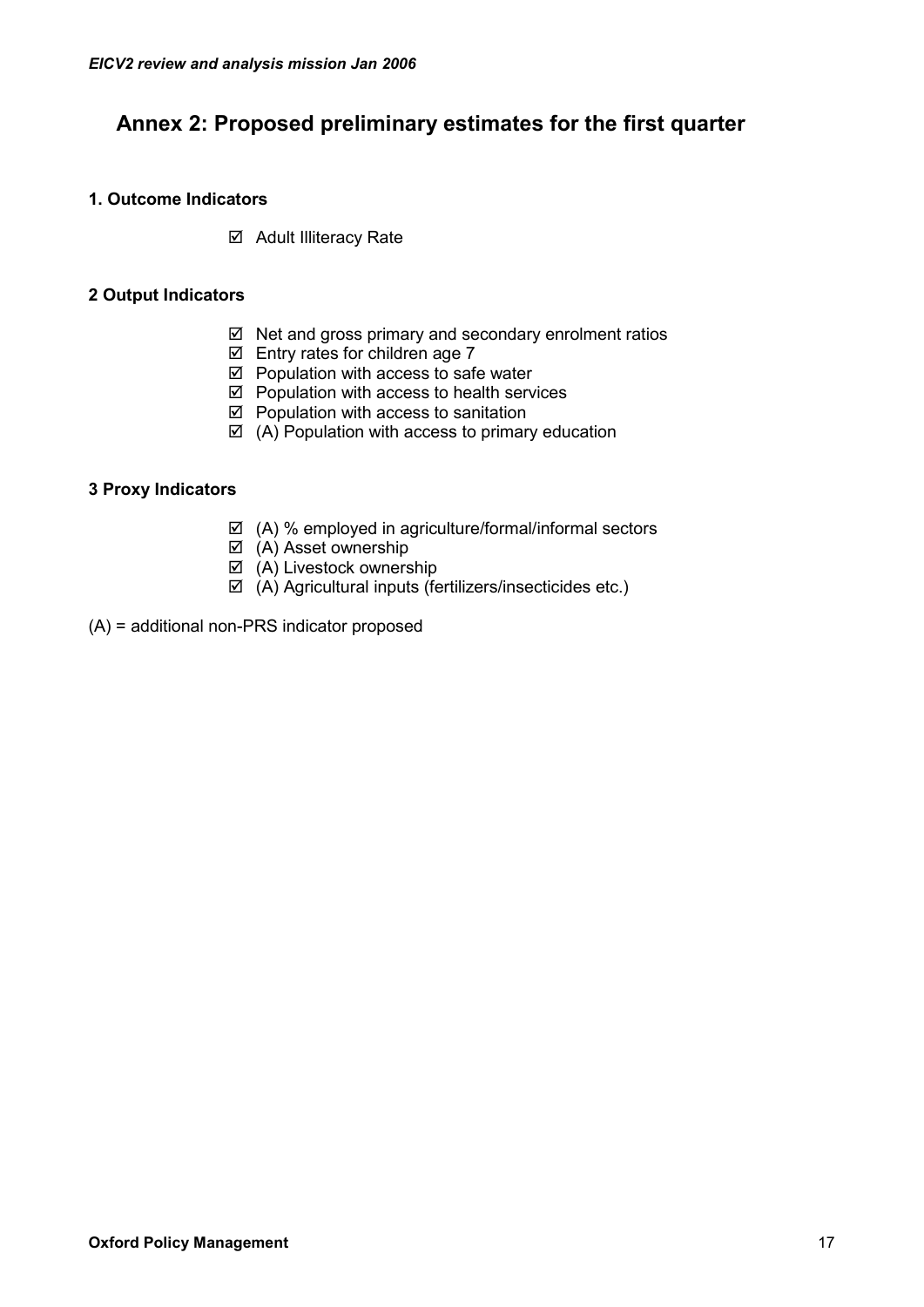## Annex 2: Proposed preliminary estimates for the first quarter

**1. Outcome Indicators**

- ☑ Adult Illiteracy Rate

**2 Output Indicators**

- ☑ Net and gross primary and secondary enrolment ratios
- ☑ Entry rates for children age 7
- ☑ Population with access to safe water
- ☑ Population with access to health services
- ☑ Population with access to sanitation
- ☑ (A) Population with access to primary education

**3 Proxy Indicators**

- ☑ (A) % employed in agriculture/formal/informal sectors
- ☑ (A) Asset ownership
- ☑ (A) Livestock ownership
- ☑ (A) Agricultural inputs (fertilizers/insecticides etc.)

(A) = additional non-PRS indicator proposed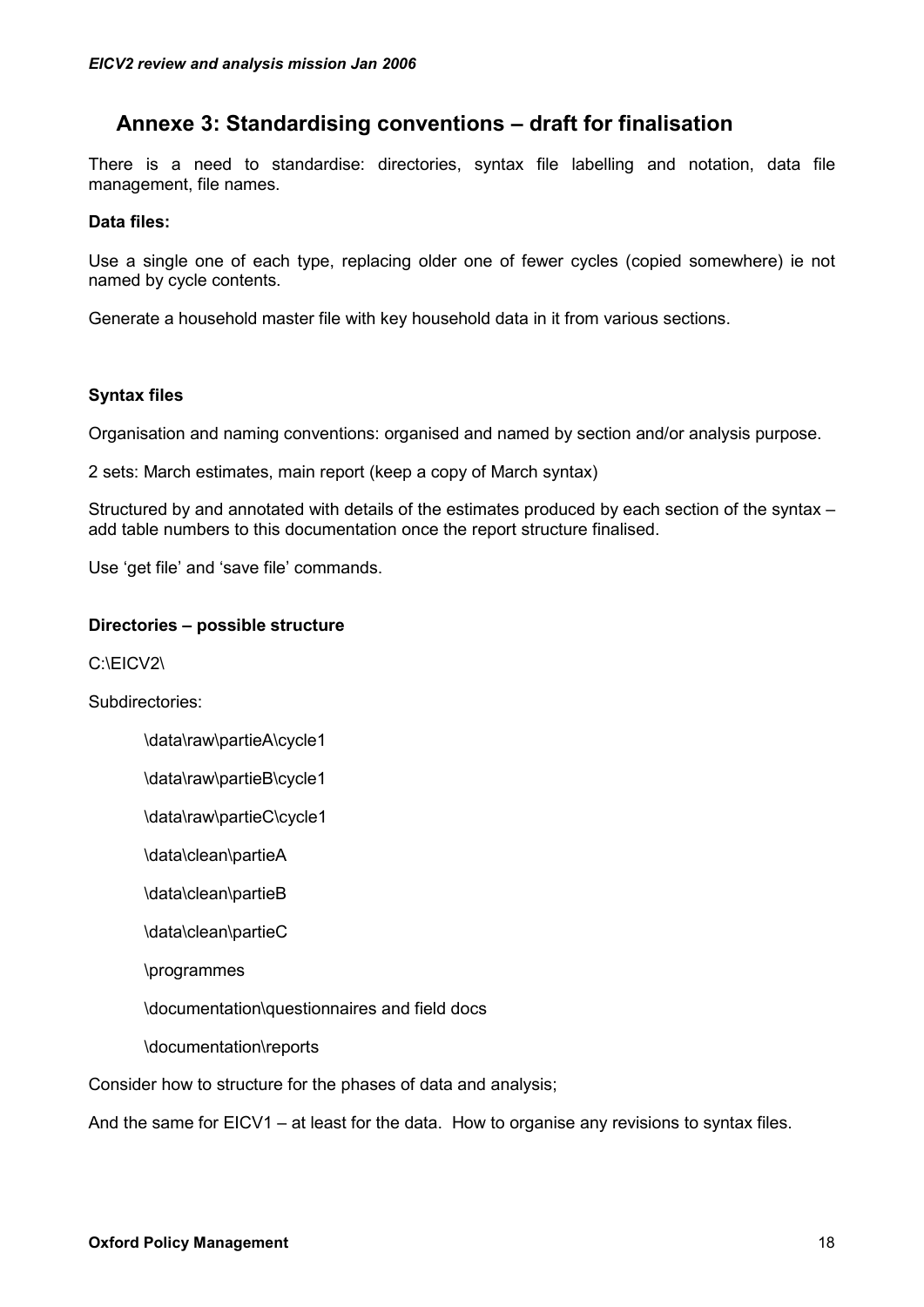## Annexe 3: Standardising conventions – draft for finalisation

There is a need to standardise: directories, syntax file labelling and notation, data file management, file names.

**Data files:**

Use a single one of each type, replacing older one of fewer cycles (copied somewhere) ie not named by cycle contents.

Generate a household master file with key household data in it from various sections.

**Syntax files**

Organisation and naming conventions: organised and named by section and/or analysis purpose.

2 sets: March estimates, main report (keep a copy of March syntax)

Structured by and annotated with details of the estimates produced by each section of the syntax – add table numbers to this documentation once the report structure finalised.

Use 'get file' and 'save file' commands.

**Directories – possible structure**

C:\EICV2\

Subdirectories:

\data\raw\partieA\cycle1

\data\raw\partieB\cycle1

\data\raw\partieC\cycle1

\data\clean\partieA

\data\clean\partieB

\data\clean\partieC

\programmes

\documentation\questionnaires and field docs

\documentation\reports

Consider how to structure for the phases of data and analysis;

And the same for EICV1 – at least for the data. How to organise any revisions to syntax files.